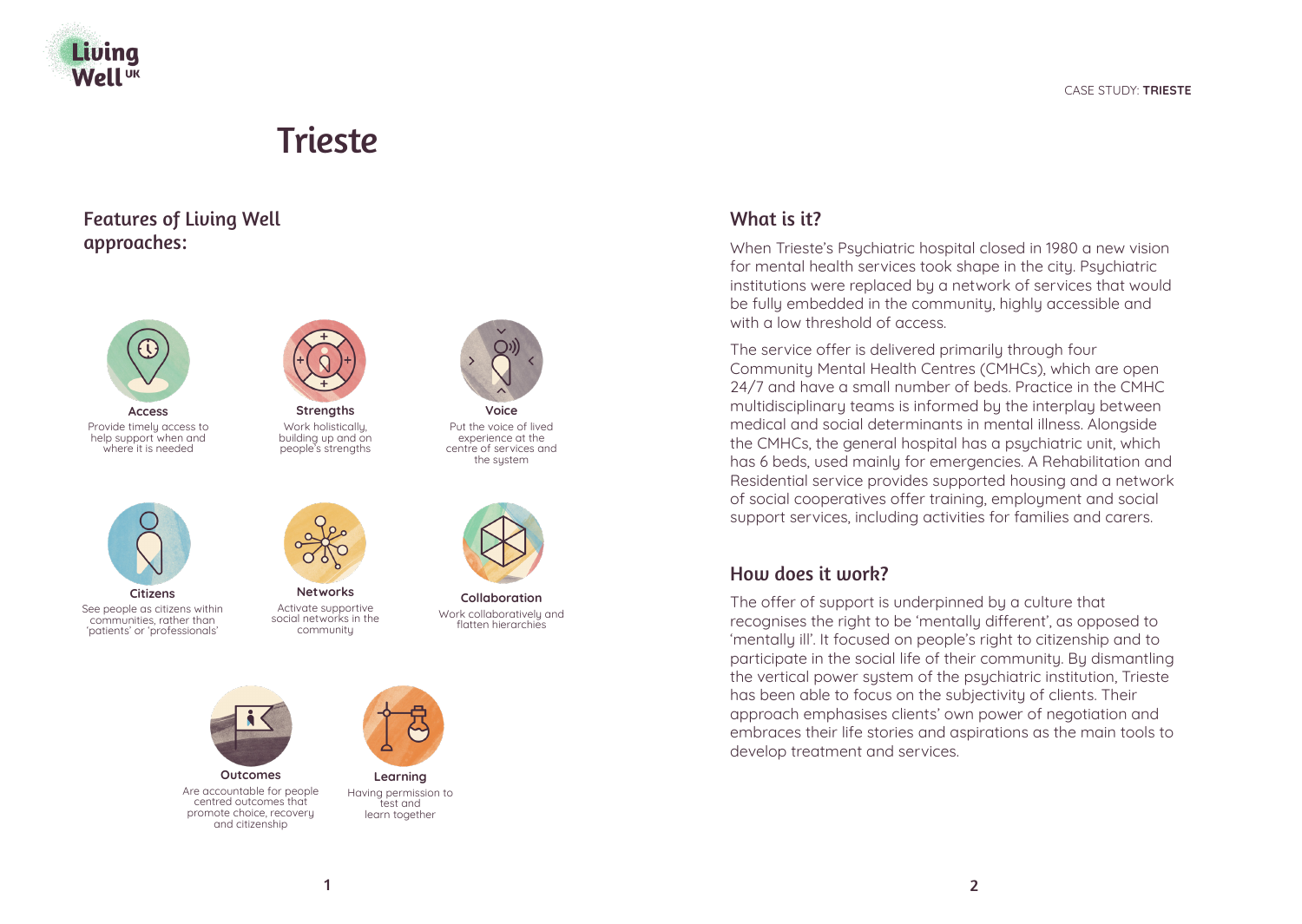# Trieste

## Features of Living Well approaches:

**Access**
Provide timely access to help support when and where it is needed

**Strengths**
Work holistically, building up and on people's strengths

**Voice**
Put the voice of lived experience at the centre of services and the system

**Citizens**
See people as citizens within communities, rather than 'patients' or 'professionals'

**Networks**
Activate supportive social networks in the community

**Collaboration**
Work collaboratively and flatten hierarchies

**Outcomes**
Are accountable for people centred outcomes that promote choice, recovery and citizenship

**Learning**
Having permission to test and learn together

## What is it?

When Trieste's Psychiatric hospital closed in 1980 a new vision for mental health services took shape in the city. Psychiatric institutions were replaced by a network of services that would be fully embedded in the community, highly accessible and with a low threshold of access.

The service offer is delivered primarily through four Community Mental Health Centres (CMHCs), which are open 24/7 and have a small number of beds. Practice in the CMHC multidisciplinary teams is informed by the interplay between medical and social determinants in mental illness. Alongside the CMHCs, the general hospital has a psychiatric unit, which has 6 beds, used mainly for emergencies. A Rehabilitation and Residential service provides supported housing and a network of social cooperatives offer training, employment and social support services, including activities for families and carers.

## How does it work?

The offer of support is underpinned by a culture that recognises the right to be 'mentally different', as opposed to 'mentally ill'. It focused on people's right to citizenship and to participate in the social life of their community. By dismantling the vertical power system of the psychiatric institution, Trieste has been able to focus on the subjectivity of clients. Their approach emphasises clients' own power of negotiation and embraces their life stories and aspirations as the main tools to develop treatment and services.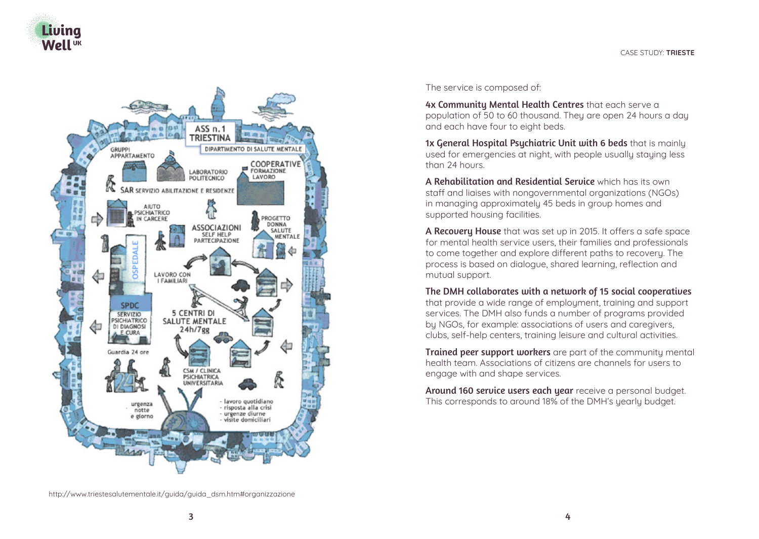http://www.triestesalutementale.it/guida/guida_dsm.htm#organizzazione

The service is composed of:

**4x Community Mental Health Centres** that each serve a population of 50 to 60 thousand. They are open 24 hours a day and each have four to eight beds.

**1x General Hospital Psychiatric Unit with 6 beds** that is mainly used for emergencies at night, with people usually staying less than 24 hours.

**A Rehabilitation and Residential Service** which has its own staff and liaises with nongovernmental organizations (NGOs) in managing approximately 45 beds in group homes and supported housing facilities.

**A Recovery House** that was set up in 2015. It offers a safe space for mental health service users, their families and professionals to come together and explore different paths to recovery. The process is based on dialogue, shared learning, reflection and mutual support.

**The DMH collaborates with a network of 15 social cooperatives** that provide a wide range of employment, training and support services. The DMH also funds a number of programs provided by NGOs, for example: associations of users and caregivers, clubs, self-help centers, training leisure and cultural activities.

**Trained peer support workers** are part of the community mental health team. Associations of citizens are channels for users to engage with and shape services.

**Around 160 service users each year** receive a personal budget. This corresponds to around 18% of the DMH's yearly budget.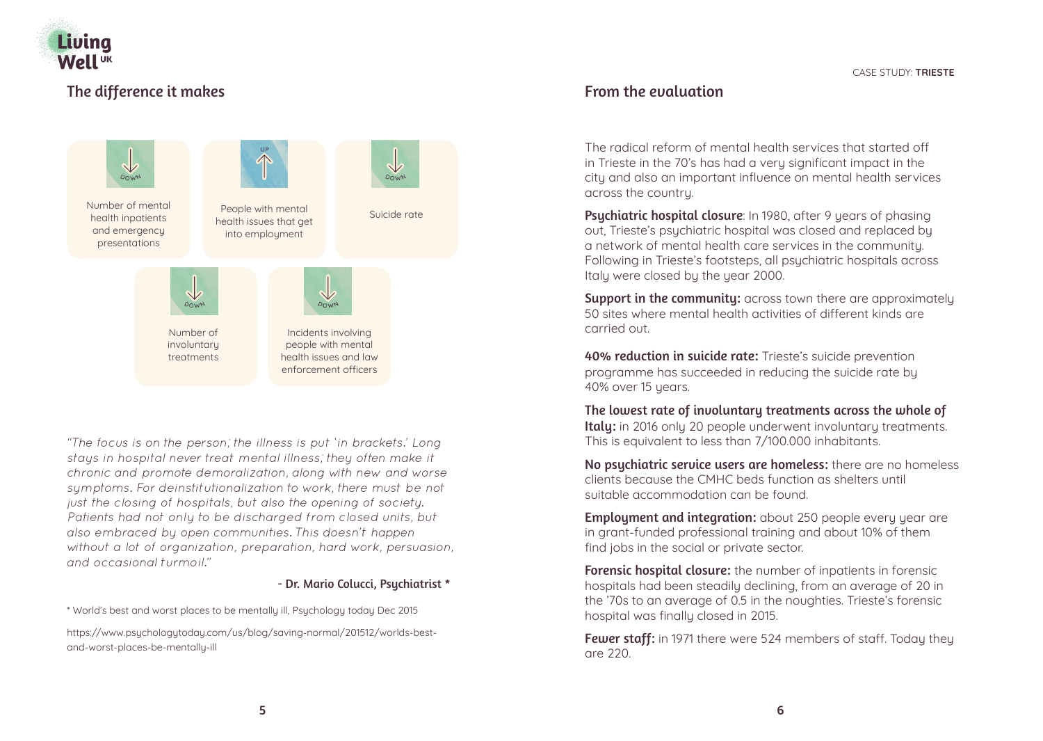## The difference it makes

- **DOWN** — Number of mental health inpatients and emergency presentations
- **UP** — People with mental health issues that get into employment
- **DOWN** — Suicide rate
- **DOWN** — Number of involuntary treatments
- **DOWN** — Incidents involving people with mental health issues and law enforcement officers

*"The focus is on the person; the illness is put 'in brackets.' Long stays in hospital never treat mental illness; they often make it chronic and promote demoralization, along with new and worse symptoms. For deinstitutionalization to work, there must be not just the closing of hospitals, but also the opening of society. Patients had not only to be discharged from closed units, but also embraced by open communities. This doesn't happen without a lot of organization, preparation, hard work, persuasion, and occasional turmoil."*

**- Dr. Mario Colucci, Psychiatrist ***

* World's best and worst places to be mentally ill, Psychology today Dec 2015

https://www.psychologytoday.com/us/blog/saving-normal/201512/worlds-best-and-worst-places-be-mentally-ill

## From the evaluation

The radical reform of mental health services that started off in Trieste in the 70's has had a very significant impact in the city and also an important influence on mental health services across the country.

**Psychiatric hospital closure**: In 1980, after 9 years of phasing out, Trieste's psychiatric hospital was closed and replaced by a network of mental health care services in the community. Following in Trieste's footsteps, all psychiatric hospitals across Italy were closed by the year 2000.

**Support in the community:** across town there are approximately 50 sites where mental health activities of different kinds are carried out.

**40% reduction in suicide rate:** Trieste's suicide prevention programme has succeeded in reducing the suicide rate by 40% over 15 years.

**The lowest rate of involuntary treatments across the whole of Italy:** in 2016 only 20 people underwent involuntary treatments. This is equivalent to less than 7/100.000 inhabitants.

**No psychiatric service users are homeless:** there are no homeless clients because the CMHC beds function as shelters until suitable accommodation can be found.

**Employment and integration:** about 250 people every year are in grant-funded professional training and about 10% of them find jobs in the social or private sector.

**Forensic hospital closure:** the number of inpatients in forensic hospitals had been steadily declining, from an average of 20 in the '70s to an average of 0.5 in the noughties. Trieste's forensic hospital was finally closed in 2015.

**Fewer staff:** in 1971 there were 524 members of staff. Today they are 220.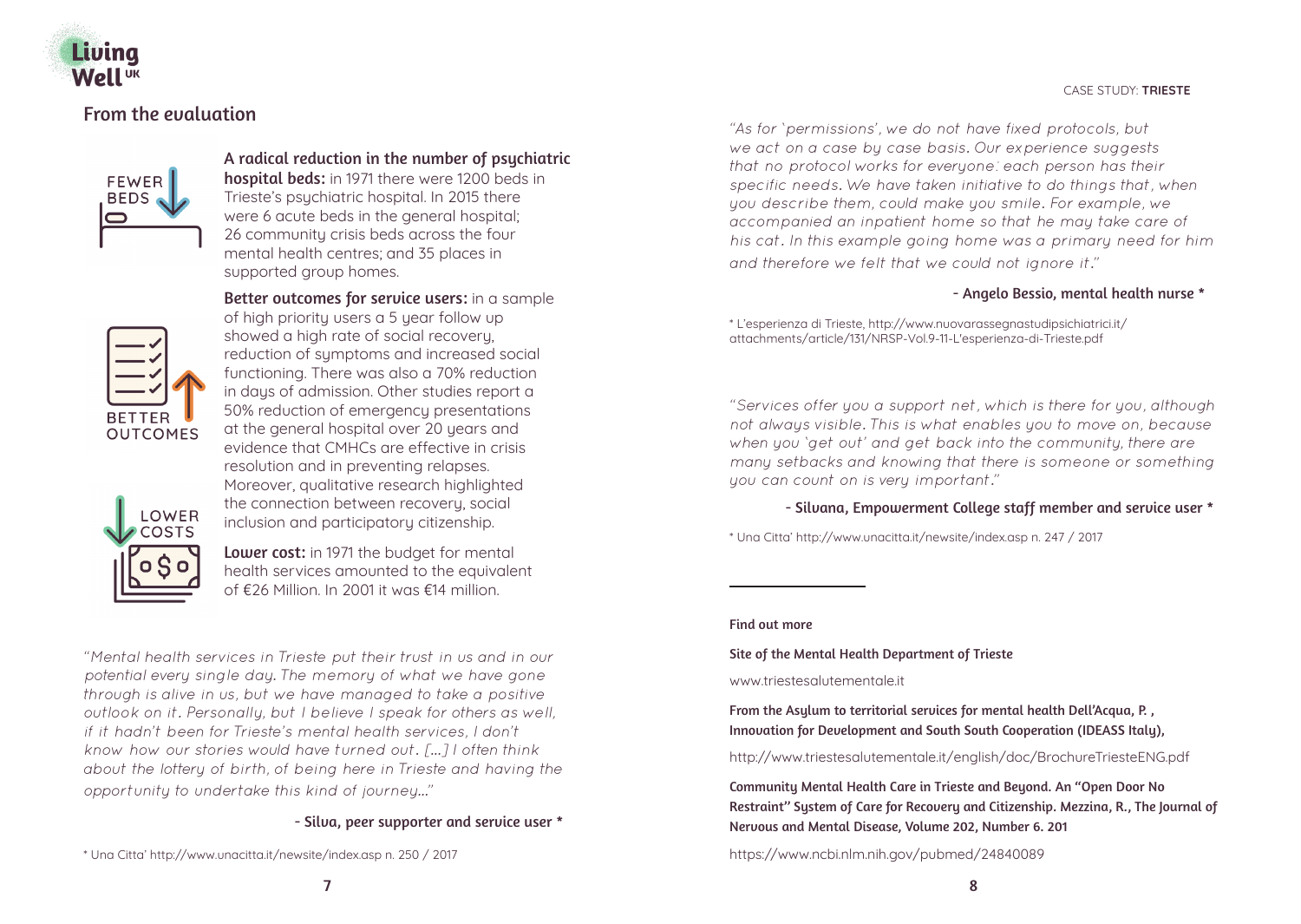## From the evaluation

FEWER BEDS

**A radical reduction in the number of psychiatric hospital beds:** in 1971 there were 1200 beds in Trieste's psychiatric hospital. In 2015 there were 6 acute beds in the general hospital; 26 community crisis beds across the four mental health centres; and 35 places in supported group homes.

BETTER OUTCOMES

**Better outcomes for service users:** in a sample of high priority users a 5 year follow up showed a high rate of social recovery, reduction of symptoms and increased social functioning. There was also a 70% reduction in days of admission. Other studies report a 50% reduction of emergency presentations at the general hospital over 20 years and evidence that CMHCs are effective in crisis resolution and in preventing relapses. Moreover, qualitative research highlighted the connection between recovery, social inclusion and participatory citizenship.

LOWER COSTS

**Lower cost:** in 1971 the budget for mental health services amounted to the equivalent of €26 Million. In 2001 it was €14 million.

*"Mental health services in Trieste put their trust in us and in our potential every single day. The memory of what we have gone through is alive in us, but we have managed to take a positive outlook on it. Personally, but I believe I speak for others as well, if it hadn't been for Trieste's mental health services, I don't know how our stories would have turned out. [...] I often think about the lottery of birth, of being here in Trieste and having the opportunity to undertake this kind of journey..."*

**- Silva, peer supporter and service user ***

* Una Citta' http://www.unacitta.it/newsite/index.asp n. 250 / 2017

*"As for 'permissions', we do not have fixed protocols, but we act on a case by case basis. Our experience suggests that no protocol works for everyone: each person has their specific needs. We have taken initiative to do things that, when you describe them, could make you smile. For example, we accompanied an inpatient home so that he may take care of his cat. In this example going home was a primary need for him and therefore we felt that we could not ignore it."*

**- Angelo Bessio, mental health nurse ***

* L'esperienza di Trieste, http://www.nuovarassegnastudipsichiatrici.it/attachments/article/131/NRSP-Vol.9-11-L'esperienza-di-Trieste.pdf

*"Services offer you a support net, which is there for you, although not always visible. This is what enables you to move on, because when you 'get out' and get back into the community, there are many setbacks and knowing that there is someone or something you can count on is very important."*

**- Silvana, Empowerment College staff member and service user ***

* Una Citta' http://www.unacitta.it/newsite/index.asp n. 247 / 2017

---

**Find out more**

**Site of the Mental Health Department of Trieste**

www.triestesalutementale.it

**From the Asylum to territorial services for mental health Dell'Acqua, P. , Innovation for Development and South South Cooperation (IDEASS Italy),**

http://www.triestesalutementale.it/english/doc/BrochureTriesteENG.pdf

**Community Mental Health Care in Trieste and Beyond. An "Open Door No Restraint" System of Care for Recovery and Citizenship. Mezzina, R., The Journal of Nervous and Mental Disease, Volume 202, Number 6. 201**

https://www.ncbi.nlm.nih.gov/pubmed/24840089